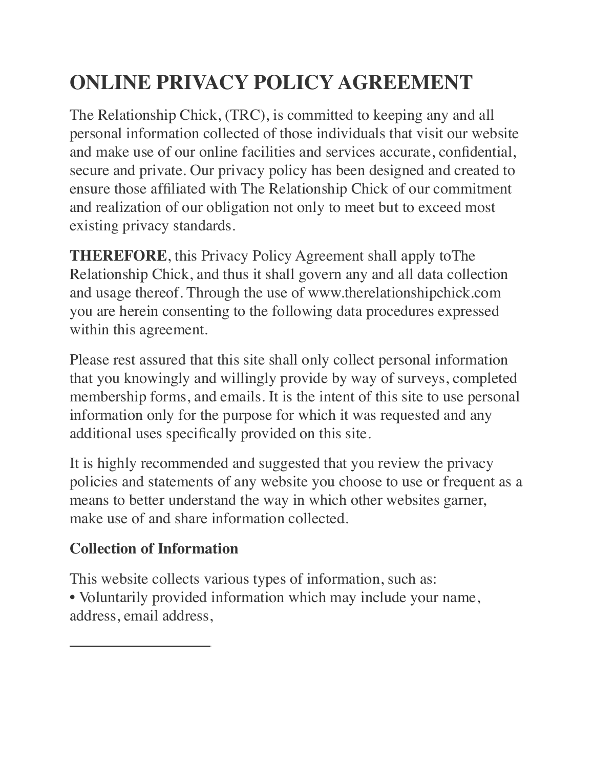# ONLINE PRIVACY POLICY AGREEMENT

The Relationship Chick, (TRC), is committed to keeping any and all personal information collected of those individuals that visit our website and make use of our online facilities and services accurate, confidential, secure and private. Our privacy policy has been designed and created to ensure those affiliated with The Relationship Chick of our commitment and realization of our obligation not only to meet but to exceed most existing privacy standards.

**THEREFORE**, this Privacy Policy Agreement shall apply toThe Relationship Chick, and thus it shall govern any and all data collection and usage thereof. Through the use of www.therelationshipchick.com you are herein consenting to the following data procedures expressed within this agreement.

Please rest assured that this site shall only collect personal information that you knowingly and willingly provide by way of surveys, completed membership forms, and emails. It is the intent of this site to use personal information only for the purpose for which it was requested and any additional uses specifically provided on this site.

It is highly recommended and suggested that you review the privacy policies and statements of any website you choose to use or frequent as a means to better understand the way in which other websites garner, make use of and share information collected.

**Collection of Information**

This website collects various types of information, such as:

• Voluntarily provided information which may include your name, address, email address,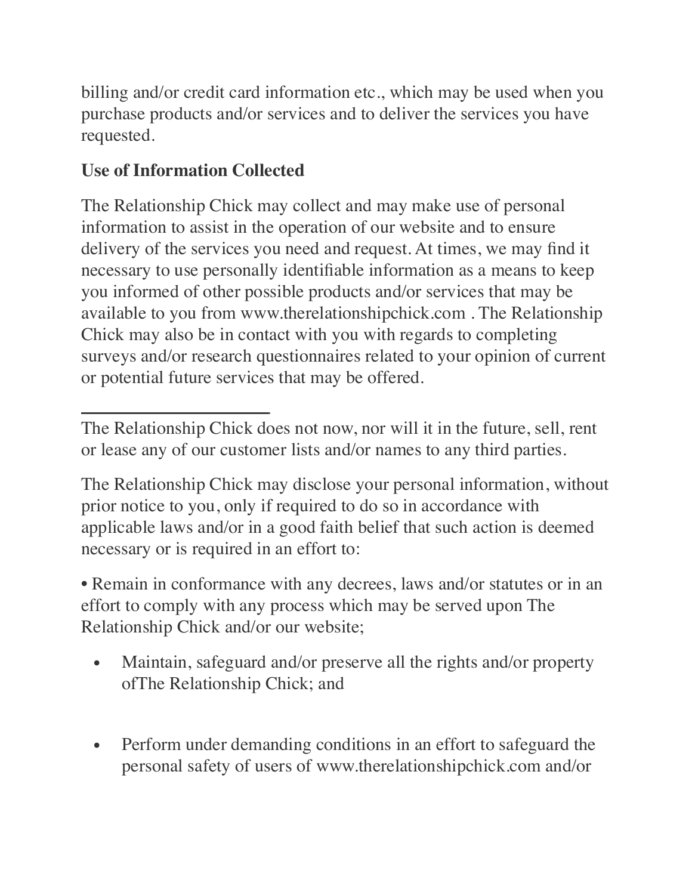billing and/or credit card information etc., which may be used when you purchase products and/or services and to deliver the services you have requested.

**Use of Information Collected**

The Relationship Chick may collect and may make use of personal information to assist in the operation of our website and to ensure delivery of the services you need and request. At times, we may find it necessary to use personally identifiable information as a means to keep you informed of other possible products and/or services that may be available to you from www.therelationshipchick.com . The Relationship Chick may also be in contact with you with regards to completing surveys and/or research questionnaires related to your opinion of current or potential future services that may be offered.

---

The Relationship Chick does not now, nor will it in the future, sell, rent or lease any of our customer lists and/or names to any third parties.

The Relationship Chick may disclose your personal information, without prior notice to you, only if required to do so in accordance with applicable laws and/or in a good faith belief that such action is deemed necessary or is required in an effort to:

• Remain in conformance with any decrees, laws and/or statutes or in an effort to comply with any process which may be served upon The Relationship Chick and/or our website;

- Maintain, safeguard and/or preserve all the rights and/or property ofThe Relationship Chick; and

- Perform under demanding conditions in an effort to safeguard the personal safety of users of www.therelationshipchick.com and/or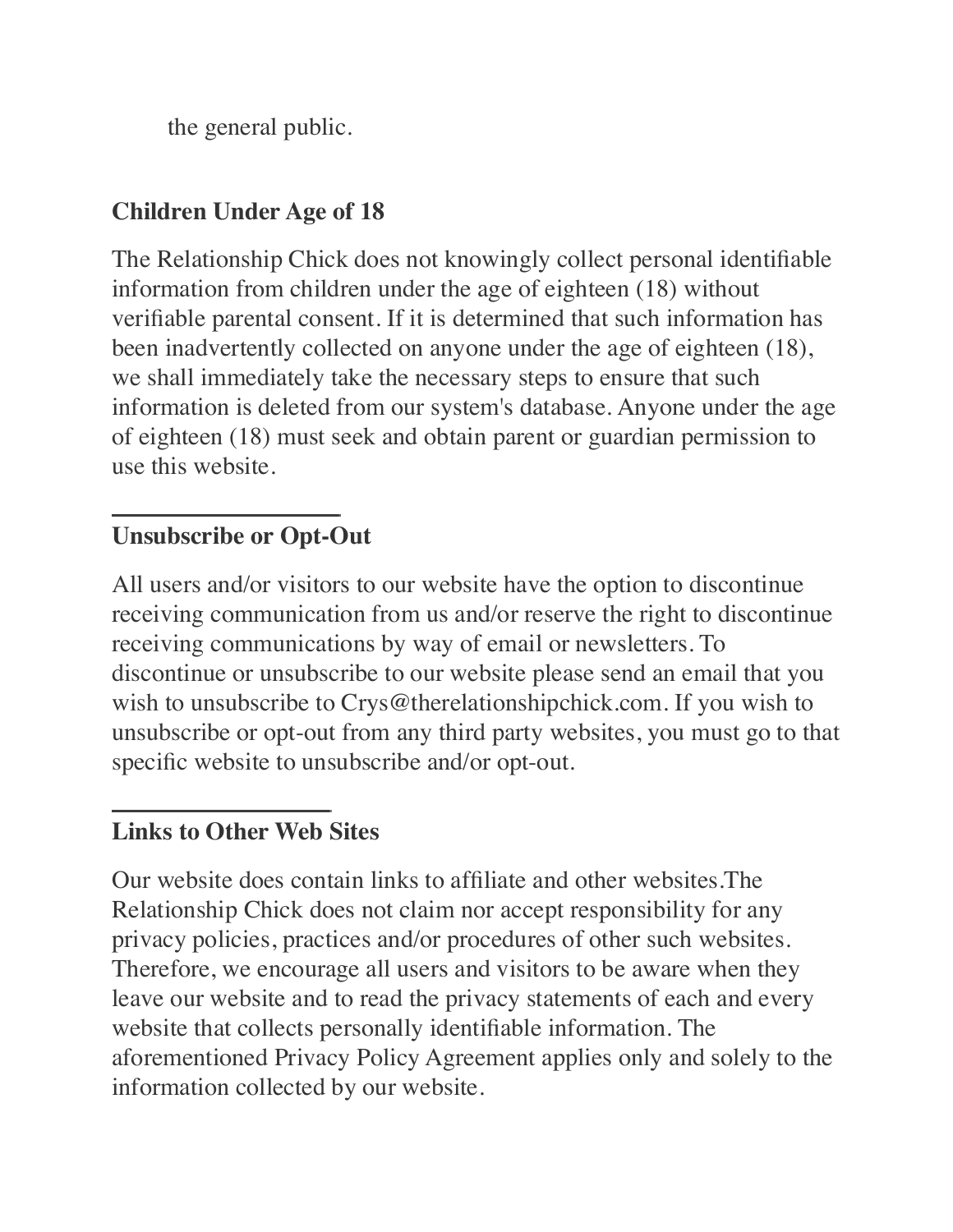the general public.

**Children Under Age of 18**

The Relationship Chick does not knowingly collect personal identifiable information from children under the age of eighteen (18) without verifiable parental consent. If it is determined that such information has been inadvertently collected on anyone under the age of eighteen (18), we shall immediately take the necessary steps to ensure that such information is deleted from our system's database. Anyone under the age of eighteen (18) must seek and obtain parent or guardian permission to use this website.

---

**Unsubscribe or Opt-Out**

All users and/or visitors to our website have the option to discontinue receiving communication from us and/or reserve the right to discontinue receiving communications by way of email or newsletters. To discontinue or unsubscribe to our website please send an email that you wish to unsubscribe to Crys@therelationshipchick.com. If you wish to unsubscribe or opt-out from any third party websites, you must go to that specific website to unsubscribe and/or opt-out.

---

**Links to Other Web Sites**

Our website does contain links to affiliate and other websites.The Relationship Chick does not claim nor accept responsibility for any privacy policies, practices and/or procedures of other such websites. Therefore, we encourage all users and visitors to be aware when they leave our website and to read the privacy statements of each and every website that collects personally identifiable information. The aforementioned Privacy Policy Agreement applies only and solely to the information collected by our website.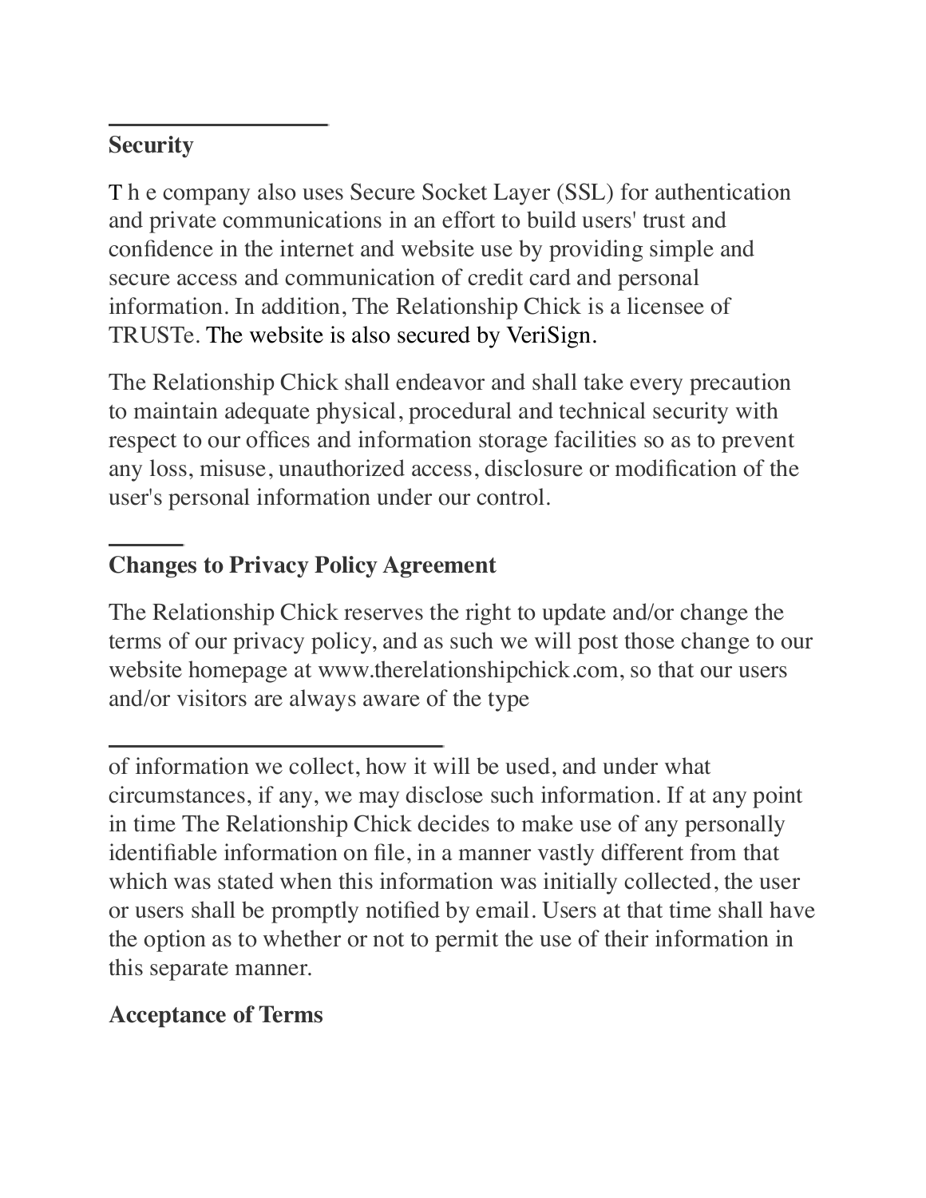## Security

T h e company also uses Secure Socket Layer (SSL) for authentication and private communications in an effort to build users' trust and confidence in the internet and website use by providing simple and secure access and communication of credit card and personal information. In addition, The Relationship Chick is a licensee of TRUSTe. The website is also secured by VeriSign.

The Relationship Chick shall endeavor and shall take every precaution to maintain adequate physical, procedural and technical security with respect to our offices and information storage facilities so as to prevent any loss, misuse, unauthorized access, disclosure or modification of the user's personal information under our control.

## Changes to Privacy Policy Agreement

The Relationship Chick reserves the right to update and/or change the terms of our privacy policy, and as such we will post those change to our website homepage at www.therelationshipchick.com, so that our users and/or visitors are always aware of the type

of information we collect, how it will be used, and under what circumstances, if any, we may disclose such information. If at any point in time The Relationship Chick decides to make use of any personally identifiable information on file, in a manner vastly different from that which was stated when this information was initially collected, the user or users shall be promptly notified by email. Users at that time shall have the option as to whether or not to permit the use of their information in this separate manner.

## Acceptance of Terms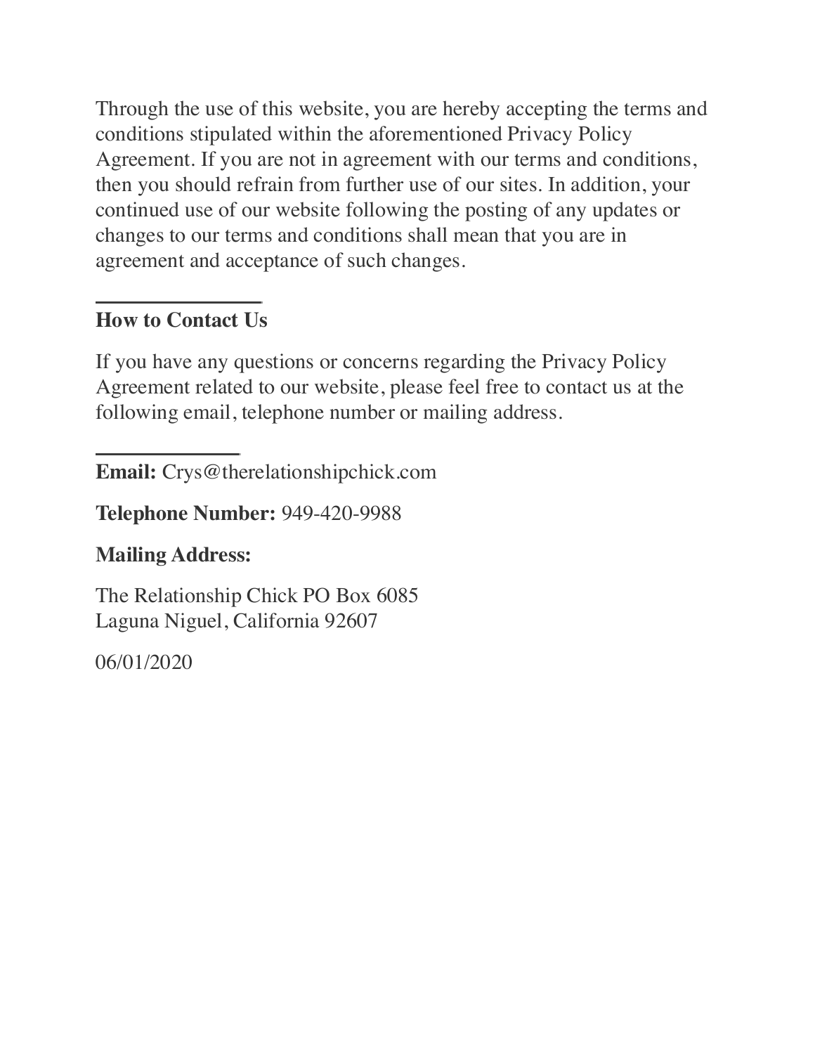Through the use of this website, you are hereby accepting the terms and conditions stipulated within the aforementioned Privacy Policy Agreement. If you are not in agreement with our terms and conditions, then you should refrain from further use of our sites. In addition, your continued use of our website following the posting of any updates or changes to our terms and conditions shall mean that you are in agreement and acceptance of such changes.

---

**How to Contact Us**

If you have any questions or concerns regarding the Privacy Policy Agreement related to our website, please feel free to contact us at the following email, telephone number or mailing address.

---

**Email:** Crys@therelationshipchick.com

**Telephone Number:** 949-420-9988

**Mailing Address:**

The Relationship Chick PO Box 6085
Laguna Niguel, California 92607

06/01/2020